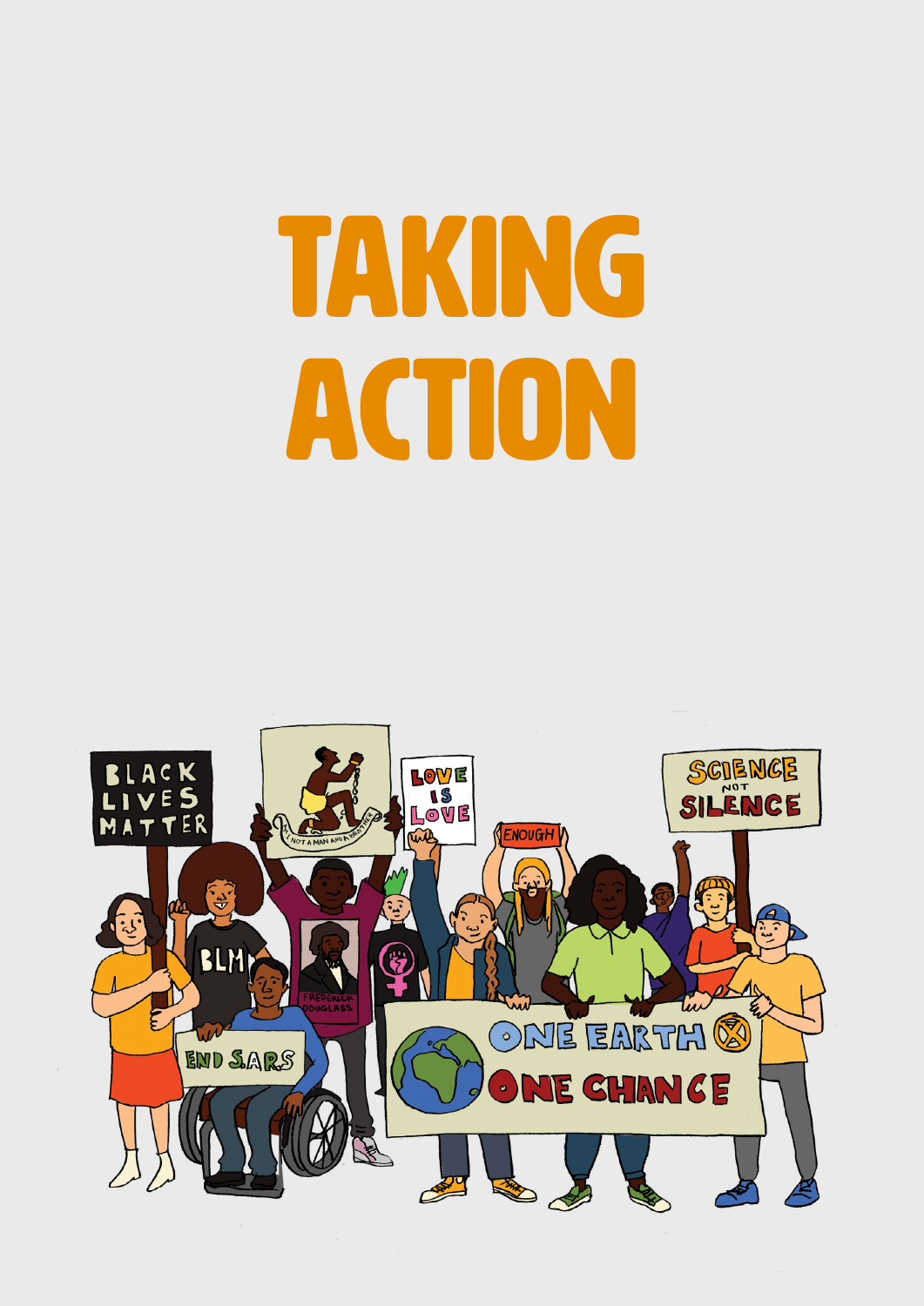# TAKING ACTION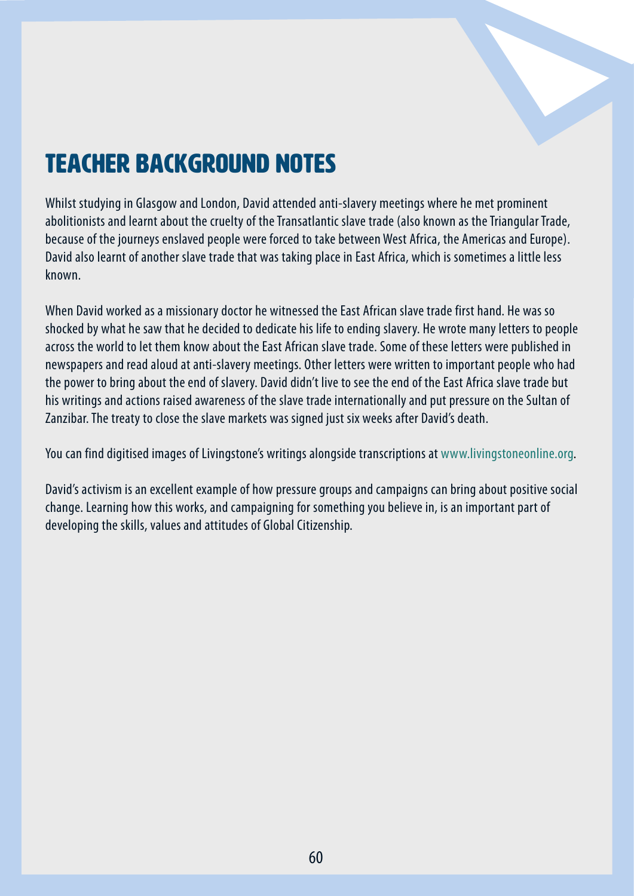# TEACHER BACKGROUND NOTES

Whilst studying in Glasgow and London, David attended anti-slavery meetings where he met prominent abolitionists and learnt about the cruelty of the Transatlantic slave trade (also known as the Triangular Trade, because of the journeys enslaved people were forced to take between West Africa, the Americas and Europe). David also learnt of another slave trade that was taking place in East Africa, which is sometimes a little less known.

When David worked as a missionary doctor he witnessed the East African slave trade first hand. He was so shocked by what he saw that he decided to dedicate his life to ending slavery. He wrote many letters to people across the world to let them know about the East African slave trade. Some of these letters were published in newspapers and read aloud at anti-slavery meetings. Other letters were written to important people who had the power to bring about the end of slavery. David didn't live to see the end of the East Africa slave trade but his writings and actions raised awareness of the slave trade internationally and put pressure on the Sultan of Zanzibar. The treaty to close the slave markets was signed just six weeks after David's death.

You can find digitised images of Livingstone's writings alongside transcriptions at www.livingstoneonline.org.

David's activism is an excellent example of how pressure groups and campaigns can bring about positive social change. Learning how this works, and campaigning for something you believe in, is an important part of developing the skills, values and attitudes of Global Citizenship.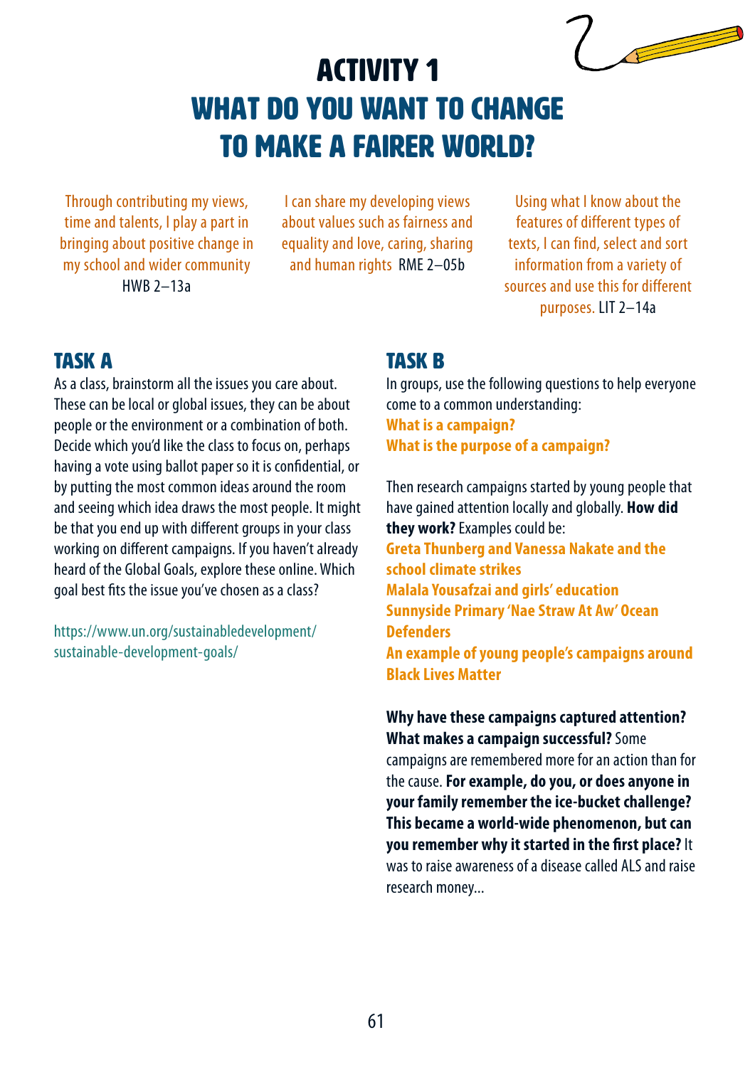# ACTIVITY 1

# WHAT DO YOU WANT TO CHANGE TO MAKE A FAIRER WORLD?

Through contributing my views, time and talents, I play a part in bringing about positive change in my school and wider community HWB 2–13a

I can share my developing views about values such as fairness and equality and love, caring, sharing and human rights RME 2–05b

Using what I know about the features of different types of texts, I can find, select and sort information from a variety of sources and use this for different purposes. LIT 2–14a

## TASK A

As a class, brainstorm all the issues you care about. These can be local or global issues, they can be about people or the environment or a combination of both. Decide which you'd like the class to focus on, perhaps having a vote using ballot paper so it is confidential, or by putting the most common ideas around the room and seeing which idea draws the most people. It might be that you end up with different groups in your class working on different campaigns. If you haven't already heard of the Global Goals, explore these online. Which goal best fits the issue you've chosen as a class?

https://www.un.org/sustainabledevelopment/sustainable-development-goals/

## TASK B

In groups, use the following questions to help everyone come to a common understanding:

**What is a campaign?**
**What is the purpose of a campaign?**

Then research campaigns started by young people that have gained attention locally and globally. **How did they work?** Examples could be:

**Greta Thunberg and Vanessa Nakate and the school climate strikes**
**Malala Yousafzai and girls' education**
**Sunnyside Primary 'Nae Straw At Aw' Ocean Defenders**
**An example of young people's campaigns around Black Lives Matter**

**Why have these campaigns captured attention? What makes a campaign successful?** Some campaigns are remembered more for an action than for the cause. **For example, do you, or does anyone in your family remember the ice-bucket challenge? This became a world-wide phenomenon, but can you remember why it started in the first place?** It was to raise awareness of a disease called ALS and raise research money...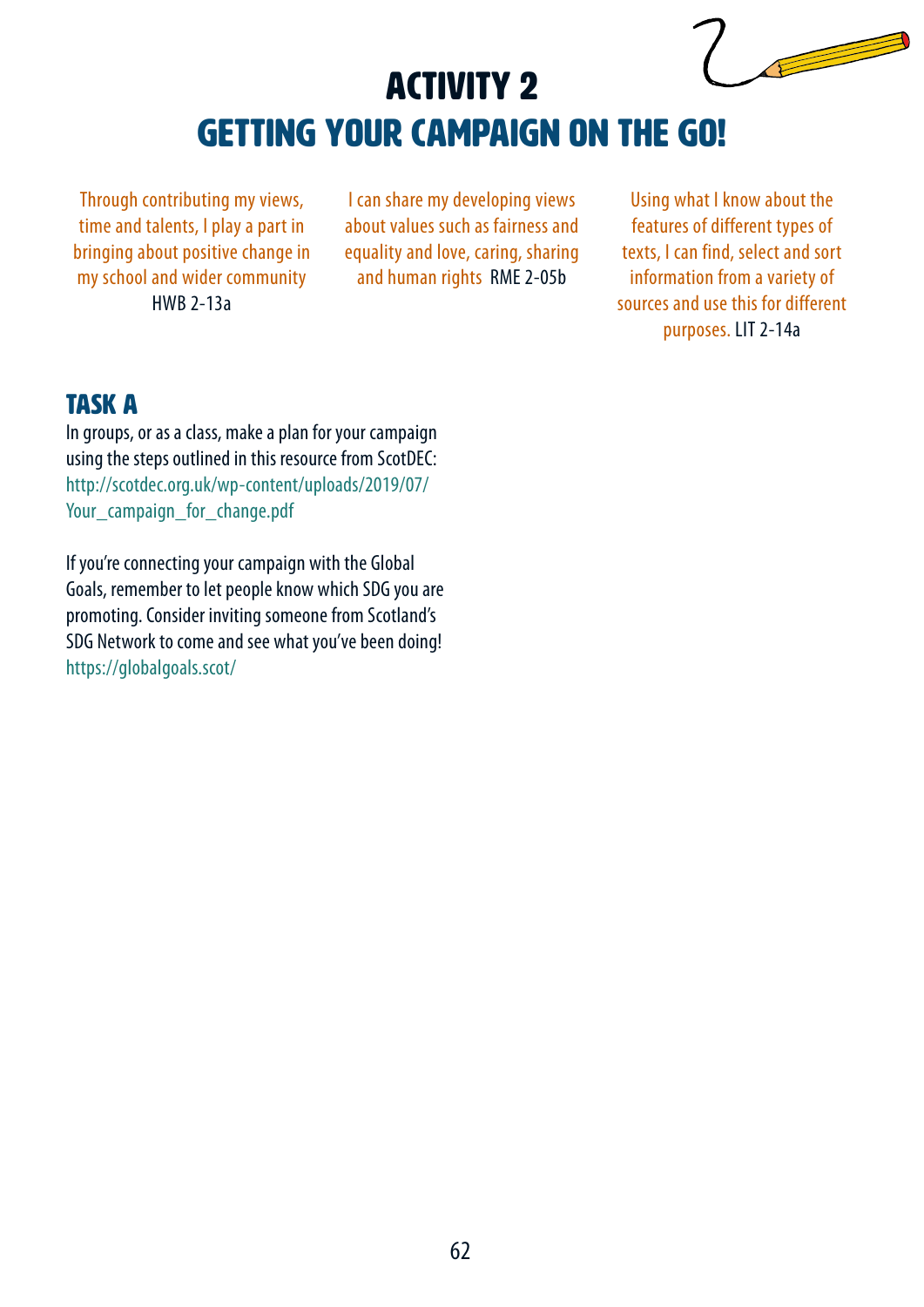# ACTIVITY 2
# GETTING YOUR CAMPAIGN ON THE GO!

Through contributing my views, time and talents, I play a part in bringing about positive change in my school and wider community HWB 2-13a

I can share my developing views about values such as fairness and equality and love, caring, sharing and human rights RME 2-05b

Using what I know about the features of different types of texts, I can find, select and sort information from a variety of sources and use this for different purposes. LIT 2-14a

## TASK A

In groups, or as a class, make a plan for your campaign using the steps outlined in this resource from ScotDEC: http://scotdec.org.uk/wp-content/uploads/2019/07/Your_campaign_for_change.pdf

If you're connecting your campaign with the Global Goals, remember to let people know which SDG you are promoting. Consider inviting someone from Scotland's SDG Network to come and see what you've been doing! https://globalgoals.scot/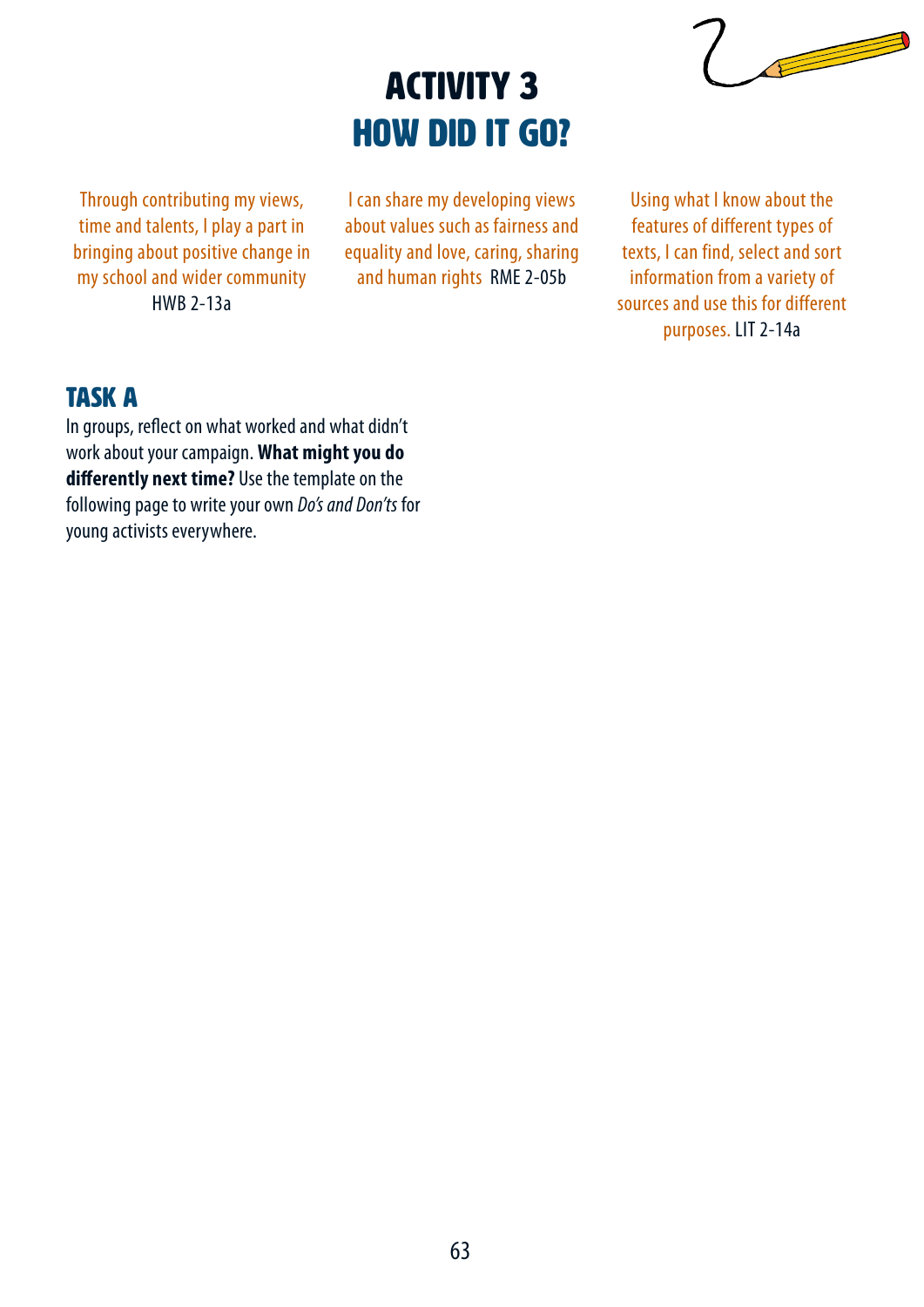# ACTIVITY 3
## HOW DID IT GO?

Through contributing my views, time and talents, I play a part in bringing about positive change in my school and wider community HWB 2-13a

I can share my developing views about values such as fairness and equality and love, caring, sharing and human rights RME 2-05b

Using what I know about the features of different types of texts, I can find, select and sort information from a variety of sources and use this for different purposes. LIT 2-14a

### TASK A

In groups, reflect on what worked and what didn't work about your campaign. **What might you do differently next time?** Use the template on the following page to write your own *Do's and Don'ts* for young activists everywhere.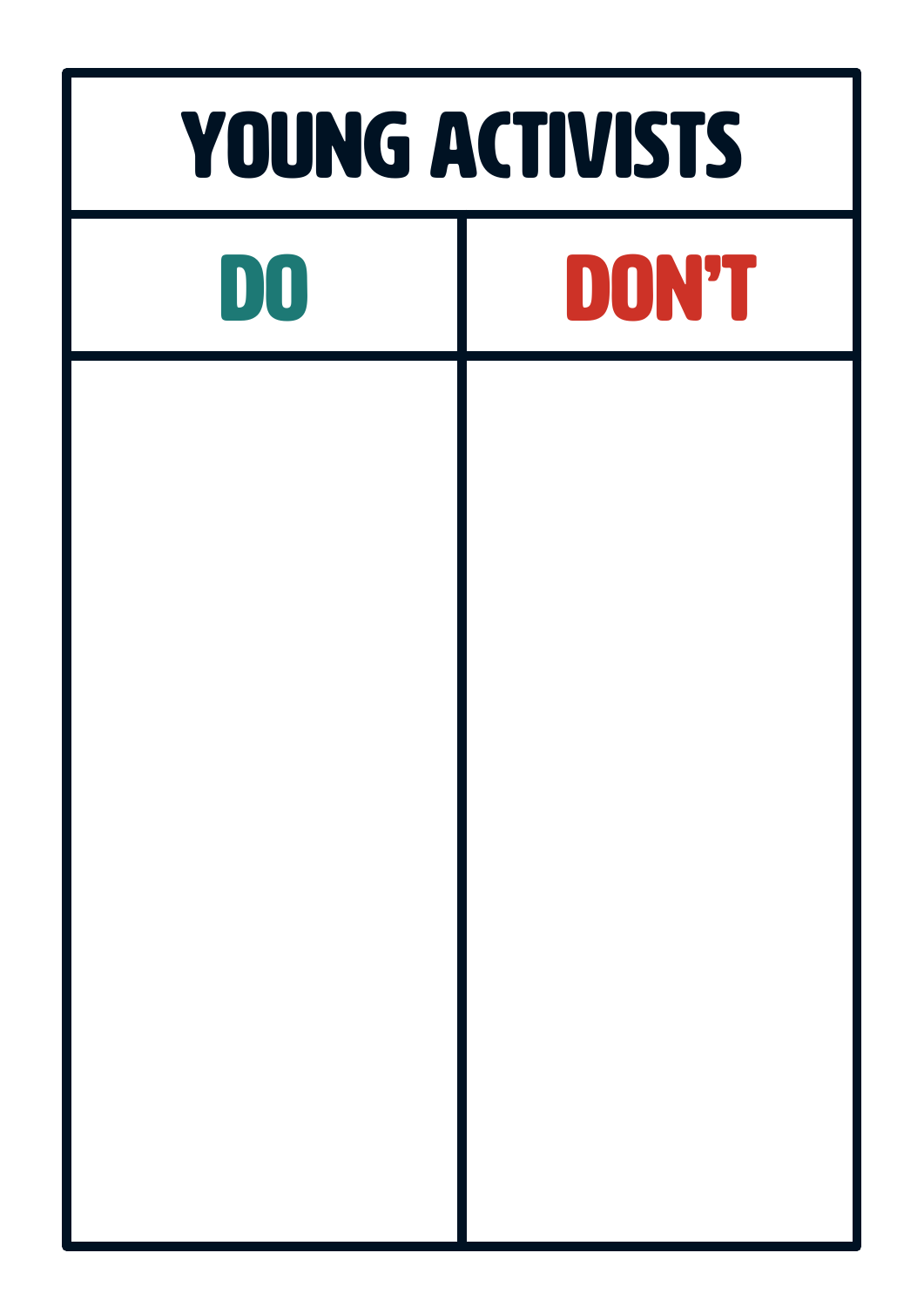# YOUNG ACTIVISTS

| DO | DON'T |
| --- | --- |
| | |